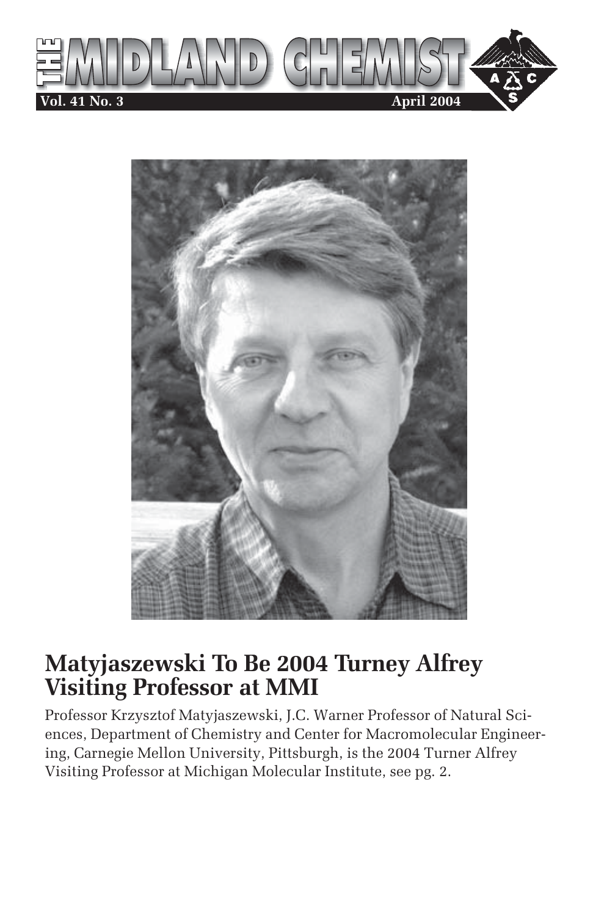# THE MIDLAND CHEMIST

**Vol. 41 No. 3** **April 2004**

## Matyjaszewski To Be 2004 Turney Alfrey Visiting Professor at MMI

Professor Krzysztof Matyjaszewski, J.C. Warner Professor of Natural Sciences, Department of Chemistry and Center for Macromolecular Engineering, Carnegie Mellon University, Pittsburgh, is the 2004 Turner Alfrey Visiting Professor at Michigan Molecular Institute, see pg. 2.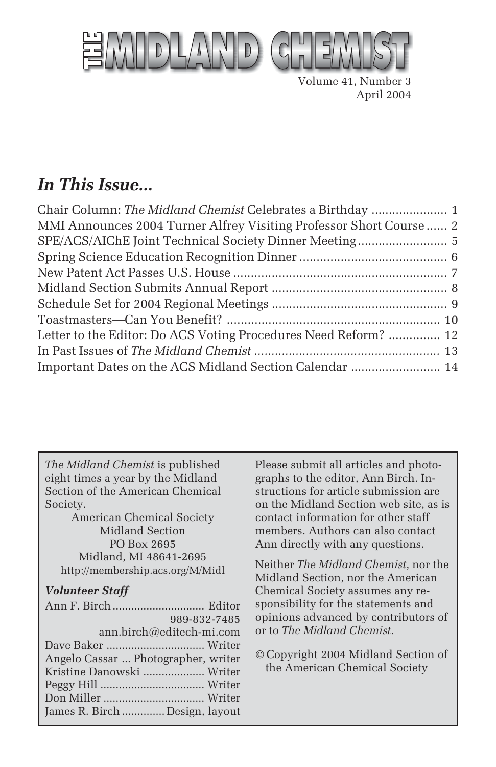# THE MIDLAND CHEMIST

Volume 41, Number 3
April 2004

## *In This Issue...*

Chair Column: *The Midland Chemist* Celebrates a Birthday ..................... 1
MMI Announces 2004 Turner Alfrey Visiting Professor Short Course ...... 2
SPE/ACS/AIChE Joint Technical Society Dinner Meeting ......................... 5
Spring Science Education Recognition Dinner .......................................... 6
New Patent Act Passes U.S. House ............................................................ 7
Midland Section Submits Annual Report .................................................. 8
Schedule Set for 2004 Regional Meetings ................................................. 9
Toastmasters—Can You Benefit? ............................................................. 10
Letter to the Editor: Do ACS Voting Procedures Need Reform? .............. 12
In Past Issues of *The Midland Chemist* .................................................... 13
Important Dates on the ACS Midland Section Calendar ......................... 14

*The Midland Chemist* is published eight times a year by the Midland Section of the American Chemical Society.

American Chemical Society
Midland Section
PO Box 2695
Midland, MI 48641-2695
http://membership.acs.org/M/Midl

***Volunteer Staff***

Ann F. Birch ............................. Editor
989-832-7485
ann.birch@editech-mi.com
Dave Baker ............................... Writer
Angelo Cassar ... Photographer, writer
Kristine Danowski .................... Writer
Peggy Hill ................................. Writer
Don Miller ................................ Writer
James R. Birch ............. Design, layout

Please submit all articles and photographs to the editor, Ann Birch. Instructions for article submission are on the Midland Section web site, as is contact information for other staff members. Authors can also contact Ann directly with any questions.

Neither *The Midland Chemist*, nor the Midland Section, nor the American Chemical Society assumes any responsibility for the statements and opinions advanced by contributors of or to *The Midland Chemist*.

© Copyright 2004 Midland Section of the American Chemical Society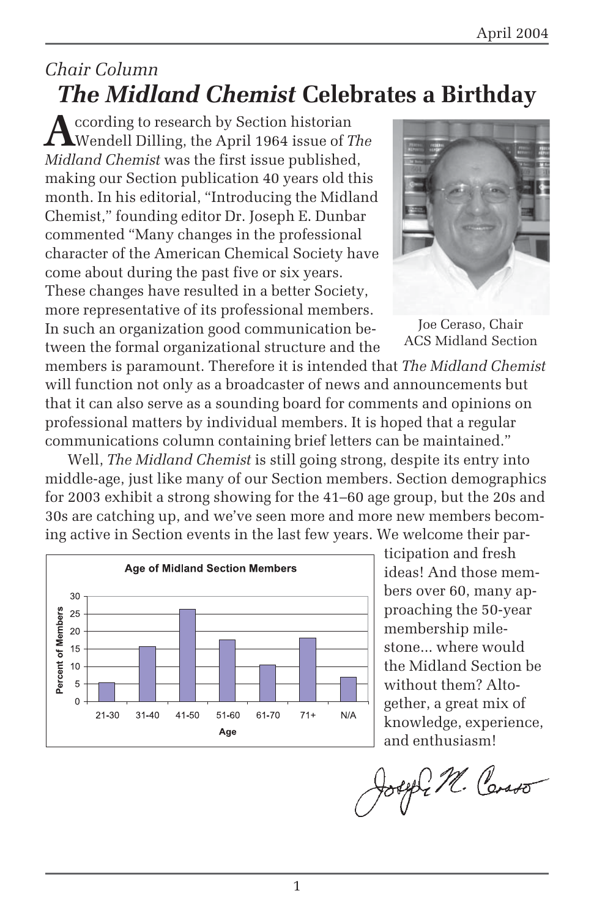*Chair Column*

# *The Midland Chemist* Celebrates a Birthday

According to research by Section historian Wendell Dilling, the April 1964 issue of *The Midland Chemist* was the first issue published, making our Section publication 40 years old this month. In his editorial, "Introducing the Midland Chemist," founding editor Dr. Joseph E. Dunbar commented "Many changes in the professional character of the American Chemical Society have come about during the past five or six years. These changes have resulted in a better Society, more representative of its professional members. In such an organization good communication between the formal organizational structure and the members is paramount. Therefore it is intended that *The Midland Chemist* will function not only as a broadcaster of news and announcements but that it can also serve as a sounding board for comments and opinions on professional matters by individual members. It is hoped that a regular communications column containing brief letters can be maintained."

Joe Ceraso, Chair
ACS Midland Section

Well, *The Midland Chemist* is still going strong, despite its entry into middle-age, just like many of our Section members. Section demographics for 2003 exhibit a strong showing for the 41–60 age group, but the 20s and 30s are catching up, and we've seen more and more new members becoming active in Section events in the last few years. We welcome their participation and fresh ideas! And those members over 60, many approaching the 50-year membership milestone... where would the Midland Section be without them? Altogether, a great mix of knowledge, experience, and enthusiasm!

**Age of Midland Section Members**

| Age | Percent of Members (approx.) |
|---|---|
| 21-30 | 5 |
| 31-40 | 15.5 |
| 41-50 | 26 |
| 51-60 | 17.5 |
| 61-70 | 10.5 |
| 71+ | 18 |
| N/A | 7 |

Joseph M. Ceraso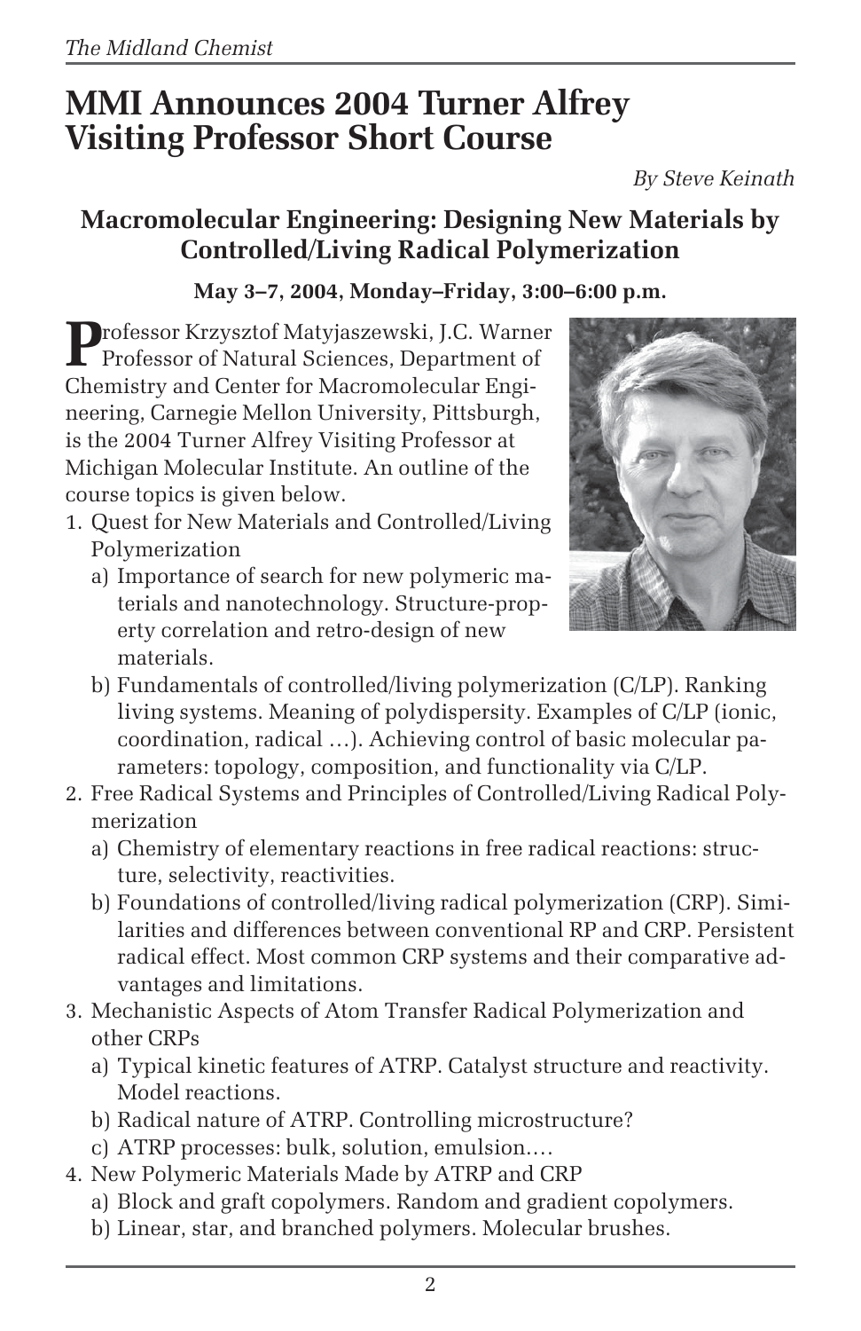# MMI Announces 2004 Turner Alfrey Visiting Professor Short Course

*By Steve Keinath*

## Macromolecular Engineering: Designing New Materials by Controlled/Living Radical Polymerization

**May 3–7, 2004, Monday–Friday, 3:00–6:00 p.m.**

Professor Krzysztof Matyjaszewski, J.C. Warner Professor of Natural Sciences, Department of Chemistry and Center for Macromolecular Engineering, Carnegie Mellon University, Pittsburgh, is the 2004 Turner Alfrey Visiting Professor at Michigan Molecular Institute. An outline of the course topics is given below.

1. Quest for New Materials and Controlled/Living Polymerization
   a) Importance of search for new polymeric materials and nanotechnology. Structure-property correlation and retro-design of new materials.
   b) Fundamentals of controlled/living polymerization (C/LP). Ranking living systems. Meaning of polydispersity. Examples of C/LP (ionic, coordination, radical …). Achieving control of basic molecular parameters: topology, composition, and functionality via C/LP.
2. Free Radical Systems and Principles of Controlled/Living Radical Polymerization
   a) Chemistry of elementary reactions in free radical reactions: structure, selectivity, reactivities.
   b) Foundations of controlled/living radical polymerization (CRP). Similarities and differences between conventional RP and CRP. Persistent radical effect. Most common CRP systems and their comparative advantages and limitations.
3. Mechanistic Aspects of Atom Transfer Radical Polymerization and other CRPs
   a) Typical kinetic features of ATRP. Catalyst structure and reactivity. Model reactions.
   b) Radical nature of ATRP. Controlling microstructure?
   c) ATRP processes: bulk, solution, emulsion.…
4. New Polymeric Materials Made by ATRP and CRP
   a) Block and graft copolymers. Random and gradient copolymers.
   b) Linear, star, and branched polymers. Molecular brushes.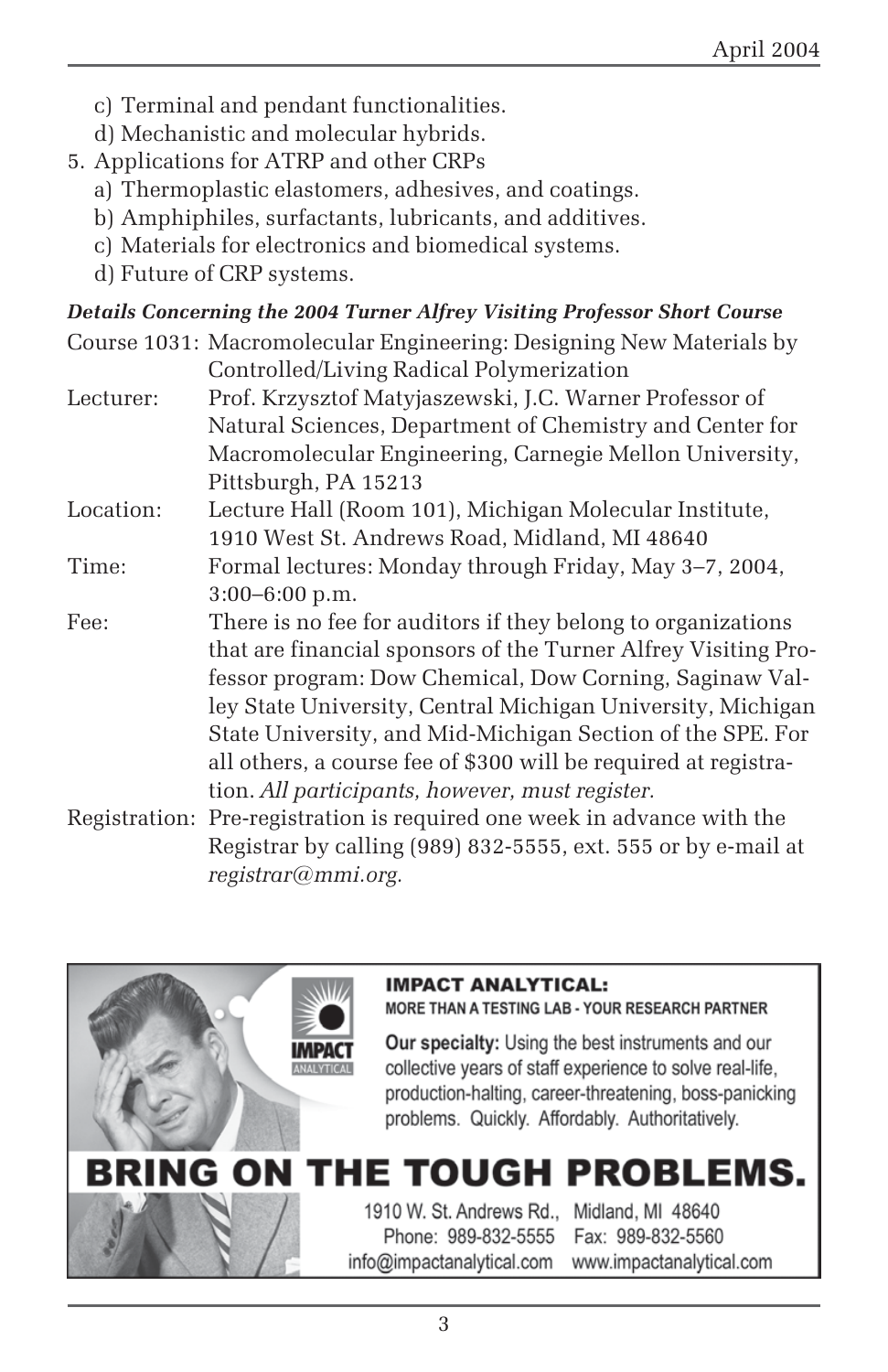- c) Terminal and pendant functionalities.
   - d) Mechanistic and molecular hybrids.
5. Applications for ATRP and other CRPs
   - a) Thermoplastic elastomers, adhesives, and coatings.
   - b) Amphiphiles, surfactants, lubricants, and additives.
   - c) Materials for electronics and biomedical systems.
   - d) Future of CRP systems.

***Details Concerning the 2004 Turner Alfrey Visiting Professor Short Course***

| | |
|---|---|
| Course 1031: | Macromolecular Engineering: Designing New Materials by Controlled/Living Radical Polymerization |
| Lecturer: | Prof. Krzysztof Matyjaszewski, J.C. Warner Professor of Natural Sciences, Department of Chemistry and Center for Macromolecular Engineering, Carnegie Mellon University, Pittsburgh, PA 15213 |
| Location: | Lecture Hall (Room 101), Michigan Molecular Institute, 1910 West St. Andrews Road, Midland, MI 48640 |
| Time: | Formal lectures: Monday through Friday, May 3–7, 2004, 3:00–6:00 p.m. |
| Fee: | There is no fee for auditors if they belong to organizations that are financial sponsors of the Turner Alfrey Visiting Professor program: Dow Chemical, Dow Corning, Saginaw Valley State University, Central Michigan University, Michigan State University, and Mid-Michigan Section of the SPE. For all others, a course fee of $300 will be required at registration. *All participants, however, must register.* |
| Registration: | Pre-registration is required one week in advance with the Registrar by calling (989) 832-5555, ext. 555 or by e-mail at *registrar@mmi.org.* |

**IMPACT ANALYTICAL:**
**MORE THAN A TESTING LAB - YOUR RESEARCH PARTNER**

**Our specialty:** Using the best instruments and our collective years of staff experience to solve real-life, production-halting, career-threatening, boss-panicking problems. Quickly. Affordably. Authoritatively.

**BRING ON THE TOUGH PROBLEMS.**

1910 W. St. Andrews Rd., Midland, MI 48640
Phone: 989-832-5555 Fax: 989-832-5560
info@impactanalytical.com www.impactanalytical.com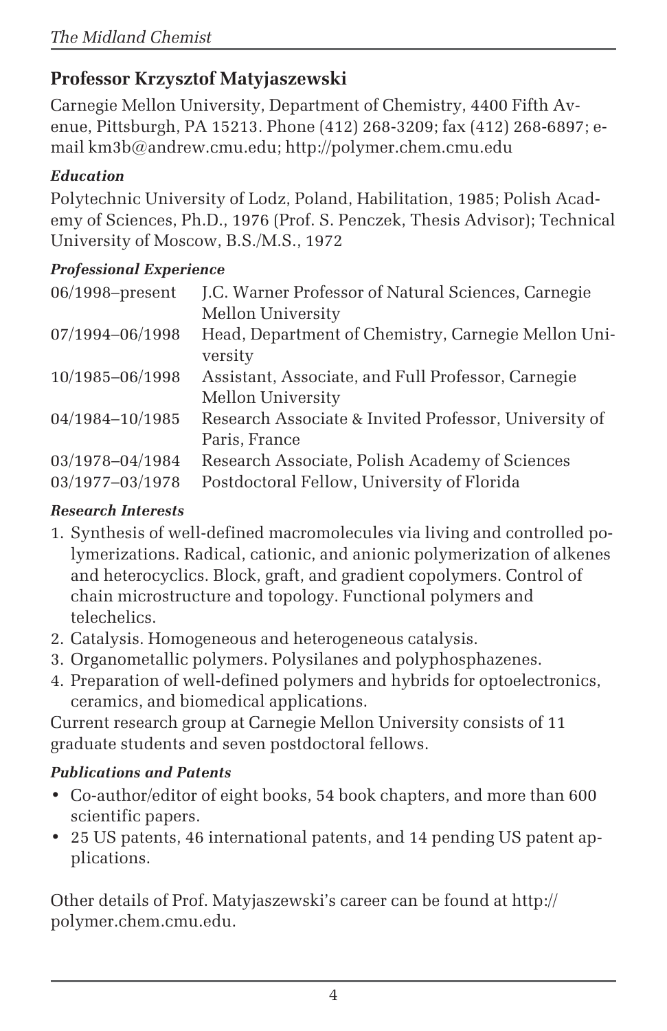## Professor Krzysztof Matyjaszewski

Carnegie Mellon University, Department of Chemistry, 4400 Fifth Avenue, Pittsburgh, PA 15213. Phone (412) 268-3209; fax (412) 268-6897; e-mail km3b@andrew.cmu.edu; http://polymer.chem.cmu.edu

### *Education*

Polytechnic University of Lodz, Poland, Habilitation, 1985; Polish Academy of Sciences, Ph.D., 1976 (Prof. S. Penczek, Thesis Advisor); Technical University of Moscow, B.S./M.S., 1972

### *Professional Experience*

| | |
|---|---|
| 06/1998–present | J.C. Warner Professor of Natural Sciences, Carnegie Mellon University |
| 07/1994–06/1998 | Head, Department of Chemistry, Carnegie Mellon University |
| 10/1985–06/1998 | Assistant, Associate, and Full Professor, Carnegie Mellon University |
| 04/1984–10/1985 | Research Associate & Invited Professor, University of Paris, France |
| 03/1978–04/1984 | Research Associate, Polish Academy of Sciences |
| 03/1977–03/1978 | Postdoctoral Fellow, University of Florida |

### *Research Interests*

1. Synthesis of well-defined macromolecules via living and controlled polymerizations. Radical, cationic, and anionic polymerization of alkenes and heterocyclics. Block, graft, and gradient copolymers. Control of chain microstructure and topology. Functional polymers and telechelics.
2. Catalysis. Homogeneous and heterogeneous catalysis.
3. Organometallic polymers. Polysilanes and polyphosphazenes.
4. Preparation of well-defined polymers and hybrids for optoelectronics, ceramics, and biomedical applications.

Current research group at Carnegie Mellon University consists of 11 graduate students and seven postdoctoral fellows.

### *Publications and Patents*

- Co-author/editor of eight books, 54 book chapters, and more than 600 scientific papers.
- 25 US patents, 46 international patents, and 14 pending US patent applications.

Other details of Prof. Matyjaszewski's career can be found at http://polymer.chem.cmu.edu.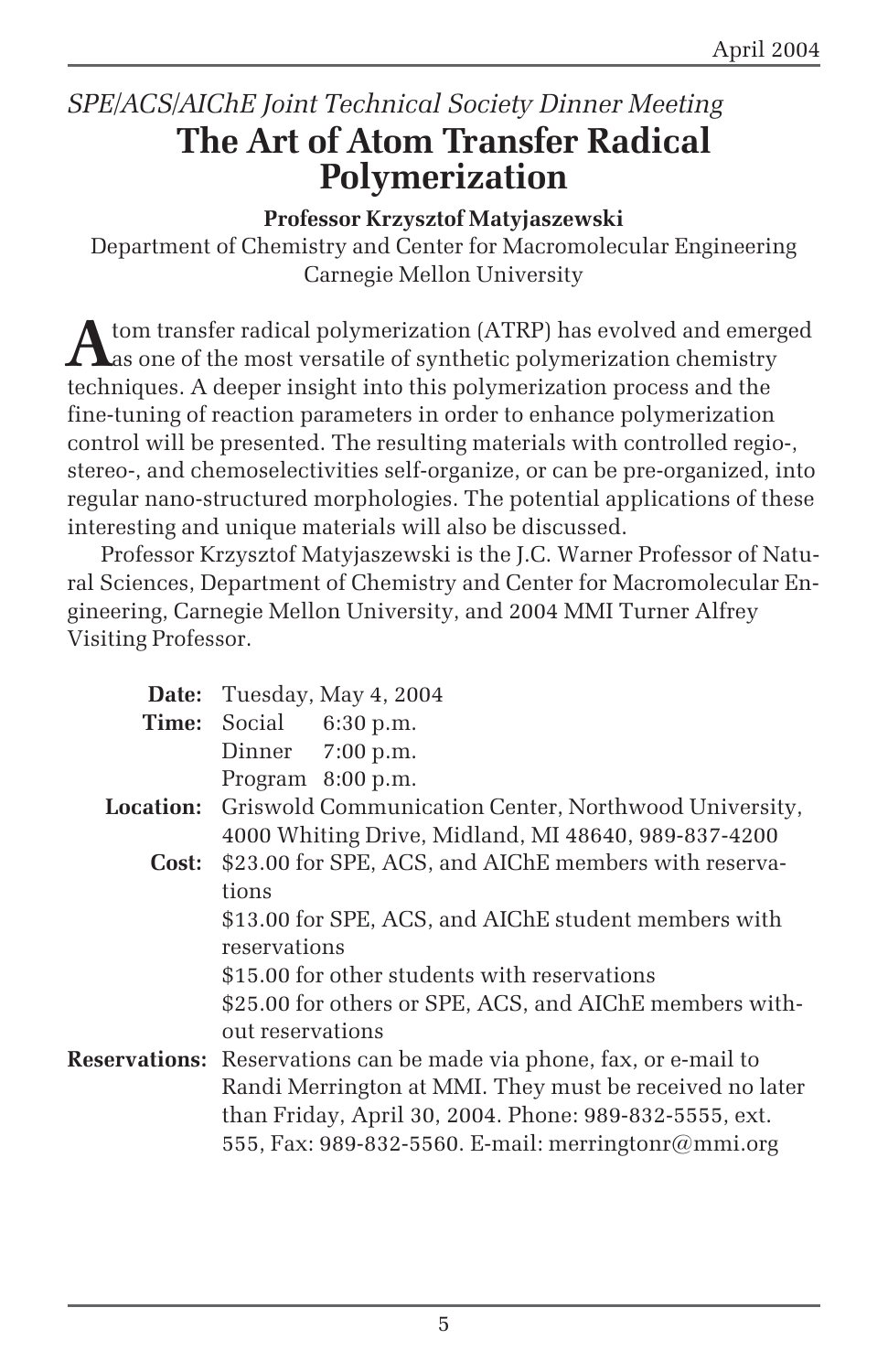*SPE/ACS/AIChE Joint Technical Society Dinner Meeting*

# The Art of Atom Transfer Radical Polymerization

**Professor Krzysztof Matyjaszewski**

Department of Chemistry and Center for Macromolecular Engineering
Carnegie Mellon University

Atom transfer radical polymerization (ATRP) has evolved and emerged as one of the most versatile of synthetic polymerization chemistry techniques. A deeper insight into this polymerization process and the fine-tuning of reaction parameters in order to enhance polymerization control will be presented. The resulting materials with controlled regio-, stereo-, and chemoselectivities self-organize, or can be pre-organized, into regular nano-structured morphologies. The potential applications of these interesting and unique materials will also be discussed.

Professor Krzysztof Matyjaszewski is the J.C. Warner Professor of Natural Sciences, Department of Chemistry and Center for Macromolecular Engineering, Carnegie Mellon University, and 2004 MMI Turner Alfrey Visiting Professor.

**Date:** Tuesday, May 4, 2004

**Time:** Social 6:30 p.m.
Dinner 7:00 p.m.
Program 8:00 p.m.

**Location:** Griswold Communication Center, Northwood University, 4000 Whiting Drive, Midland, MI 48640, 989-837-4200

**Cost:** $23.00 for SPE, ACS, and AIChE members with reservations
$13.00 for SPE, ACS, and AIChE student members with reservations
$15.00 for other students with reservations
$25.00 for others or SPE, ACS, and AIChE members without reservations

**Reservations:** Reservations can be made via phone, fax, or e-mail to Randi Merrington at MMI. They must be received no later than Friday, April 30, 2004. Phone: 989-832-5555, ext. 555, Fax: 989-832-5560. E-mail: merringtonr@mmi.org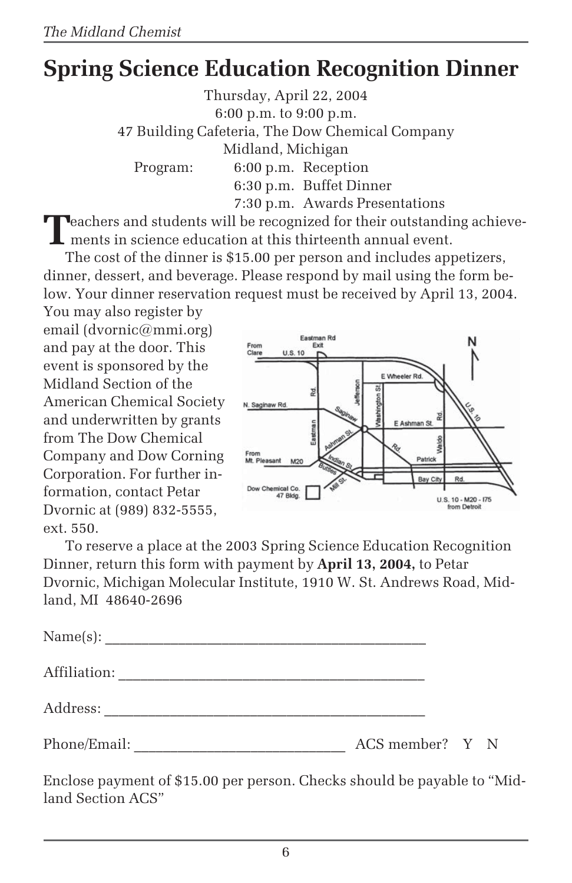# Spring Science Education Recognition Dinner

Thursday, April 22, 2004
6:00 p.m. to 9:00 p.m.
47 Building Cafeteria, The Dow Chemical Company
Midland, Michigan

Program:
- 6:00 p.m. Reception
- 6:30 p.m. Buffet Dinner
- 7:30 p.m. Awards Presentations

Teachers and students will be recognized for their outstanding achievements in science education at this thirteenth annual event.

The cost of the dinner is $15.00 per person and includes appetizers, dinner, dessert, and beverage. Please respond by mail using the form below. Your dinner reservation request must be received by April 13, 2004. You may also register by email (dvornic@mmi.org) and pay at the door. This event is sponsored by the Midland Section of the American Chemical Society and underwritten by grants from The Dow Chemical Company and Dow Corning Corporation. For further information, contact Petar Dvornic at (989) 832-5555, ext. 550.

To reserve a place at the 2003 Spring Science Education Recognition Dinner, return this form with payment by **April 13, 2004,** to Petar Dvornic, Michigan Molecular Institute, 1910 W. St. Andrews Road, Midland, MI 48640-2696

Name(s): ____________________________________________

Affiliation: __________________________________________

Address: ____________________________________________

Phone/Email: _____________________________ ACS member? Y N

Enclose payment of $15.00 per person. Checks should be payable to "Midland Section ACS"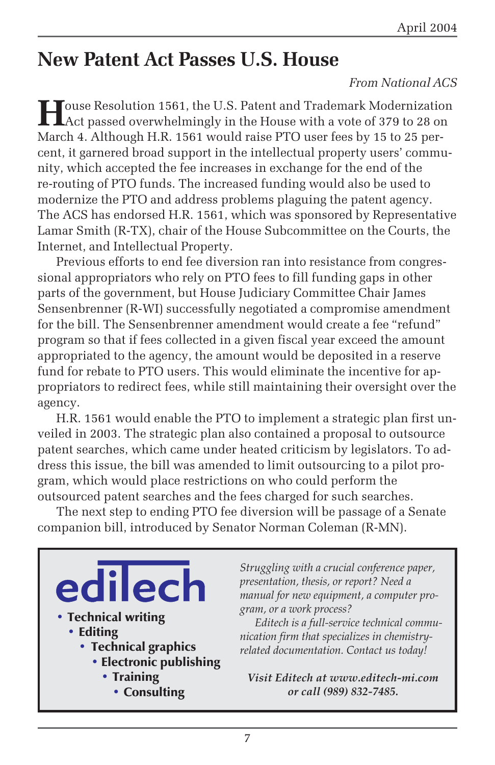# New Patent Act Passes U.S. House

*From National ACS*

House Resolution 1561, the U.S. Patent and Trademark Modernization Act passed overwhelmingly in the House with a vote of 379 to 28 on March 4. Although H.R. 1561 would raise PTO user fees by 15 to 25 percent, it garnered broad support in the intellectual property users' community, which accepted the fee increases in exchange for the end of the re-routing of PTO funds. The increased funding would also be used to modernize the PTO and address problems plaguing the patent agency. The ACS has endorsed H.R. 1561, which was sponsored by Representative Lamar Smith (R-TX), chair of the House Subcommittee on the Courts, the Internet, and Intellectual Property.

Previous efforts to end fee diversion ran into resistance from congressional appropriators who rely on PTO fees to fill funding gaps in other parts of the government, but House Judiciary Committee Chair James Sensenbrenner (R-WI) successfully negotiated a compromise amendment for the bill. The Sensenbrenner amendment would create a fee "refund" program so that if fees collected in a given fiscal year exceed the amount appropriated to the agency, the amount would be deposited in a reserve fund for rebate to PTO users. This would eliminate the incentive for appropriators to redirect fees, while still maintaining their oversight over the agency.

H.R. 1561 would enable the PTO to implement a strategic plan first unveiled in 2003. The strategic plan also contained a proposal to outsource patent searches, which came under heated criticism by legislators. To address this issue, the bill was amended to limit outsourcing to a pilot program, which would place restrictions on who could perform the outsourced patent searches and the fees charged for such searches.

The next step to ending PTO fee diversion will be passage of a Senate companion bill, introduced by Senator Norman Coleman (R-MN).

---

**ediTech**

- **Technical writing**
- **Editing**
- **Technical graphics**
- **Electronic publishing**
- **Training**
- **Consulting**

*Struggling with a crucial conference paper, presentation, thesis, or report? Need a manual for new equipment, a computer program, or a work process?*

*Editech is a full-service technical communication firm that specializes in chemistry-related documentation. Contact us today!*

***Visit Editech at www.editech-mi.com or call (989) 832-7485.***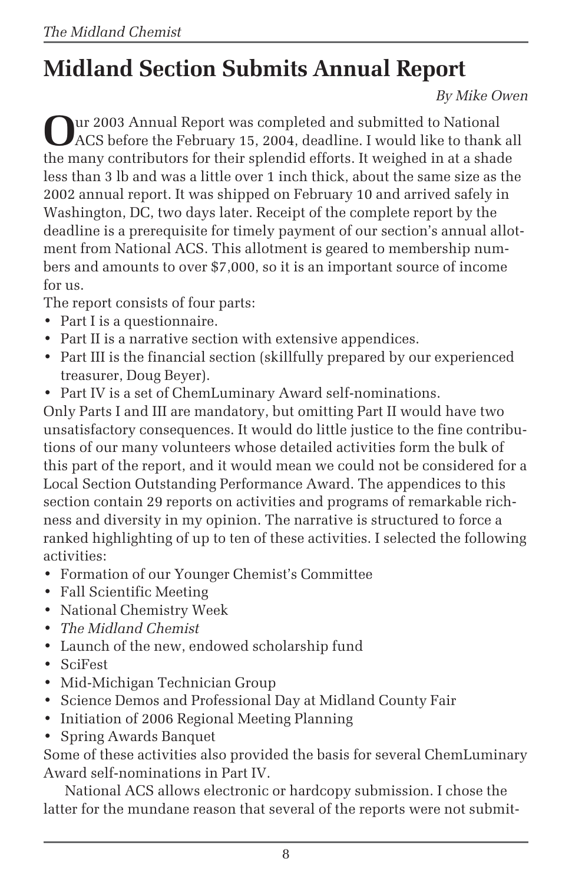# Midland Section Submits Annual Report

*By Mike Owen*

Our 2003 Annual Report was completed and submitted to National ACS before the February 15, 2004, deadline. I would like to thank all the many contributors for their splendid efforts. It weighed in at a shade less than 3 lb and was a little over 1 inch thick, about the same size as the 2002 annual report. It was shipped on February 10 and arrived safely in Washington, DC, two days later. Receipt of the complete report by the deadline is a prerequisite for timely payment of our section's annual allotment from National ACS. This allotment is geared to membership numbers and amounts to over $7,000, so it is an important source of income for us.

The report consists of four parts:

- Part I is a questionnaire.
- Part II is a narrative section with extensive appendices.
- Part III is the financial section (skillfully prepared by our experienced treasurer, Doug Beyer).
- Part IV is a set of ChemLuminary Award self-nominations.

Only Parts I and III are mandatory, but omitting Part II would have two unsatisfactory consequences. It would do little justice to the fine contributions of our many volunteers whose detailed activities form the bulk of this part of the report, and it would mean we could not be considered for a Local Section Outstanding Performance Award. The appendices to this section contain 29 reports on activities and programs of remarkable richness and diversity in my opinion. The narrative is structured to force a ranked highlighting of up to ten of these activities. I selected the following activities:

- Formation of our Younger Chemist's Committee
- Fall Scientific Meeting
- National Chemistry Week
- *The Midland Chemist*
- Launch of the new, endowed scholarship fund
- SciFest
- Mid-Michigan Technician Group
- Science Demos and Professional Day at Midland County Fair
- Initiation of 2006 Regional Meeting Planning
- Spring Awards Banquet

Some of these activities also provided the basis for several ChemLuminary Award self-nominations in Part IV.

National ACS allows electronic or hardcopy submission. I chose the latter for the mundane reason that several of the reports were not submit-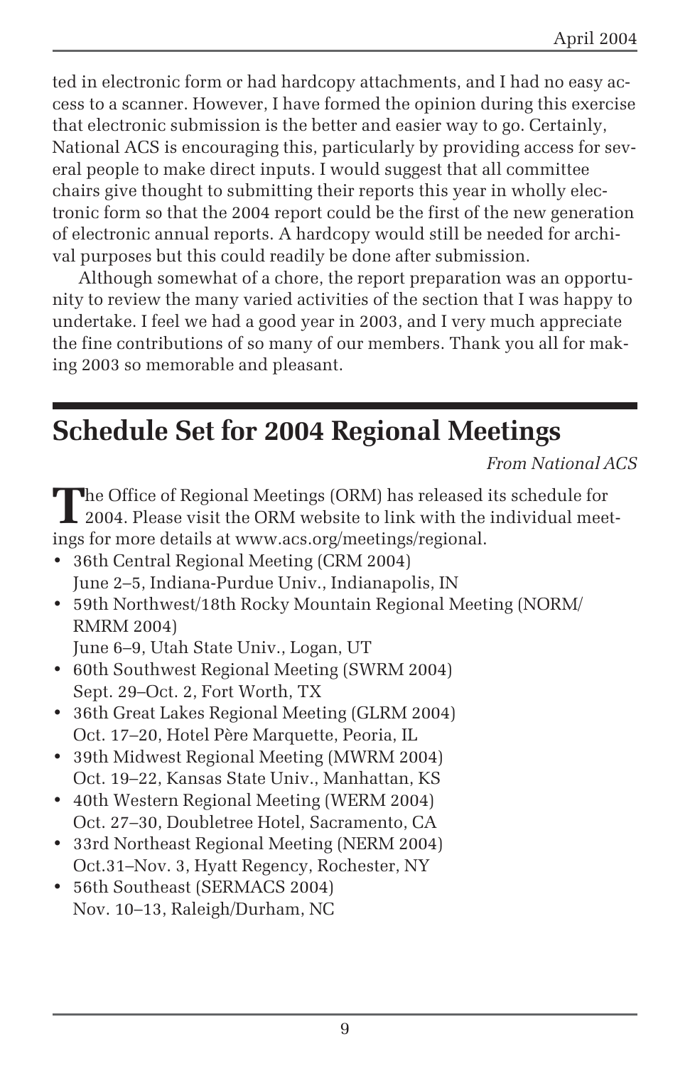ted in electronic form or had hardcopy attachments, and I had no easy access to a scanner. However, I have formed the opinion during this exercise that electronic submission is the better and easier way to go. Certainly, National ACS is encouraging this, particularly by providing access for several people to make direct inputs. I would suggest that all committee chairs give thought to submitting their reports this year in wholly electronic form so that the 2004 report could be the first of the new generation of electronic annual reports. A hardcopy would still be needed for archival purposes but this could readily be done after submission.

Although somewhat of a chore, the report preparation was an opportunity to review the many varied activities of the section that I was happy to undertake. I feel we had a good year in 2003, and I very much appreciate the fine contributions of so many of our members. Thank you all for making 2003 so memorable and pleasant.

## Schedule Set for 2004 Regional Meetings

*From National ACS*

The Office of Regional Meetings (ORM) has released its schedule for 2004. Please visit the ORM website to link with the individual meetings for more details at www.acs.org/meetings/regional.

- 36th Central Regional Meeting (CRM 2004)
  June 2–5, Indiana-Purdue Univ., Indianapolis, IN
- 59th Northwest/18th Rocky Mountain Regional Meeting (NORM/RMRM 2004)
  June 6–9, Utah State Univ., Logan, UT
- 60th Southwest Regional Meeting (SWRM 2004)
  Sept. 29–Oct. 2, Fort Worth, TX
- 36th Great Lakes Regional Meeting (GLRM 2004)
  Oct. 17–20, Hotel Père Marquette, Peoria, IL
- 39th Midwest Regional Meeting (MWRM 2004)
  Oct. 19–22, Kansas State Univ., Manhattan, KS
- 40th Western Regional Meeting (WERM 2004)
  Oct. 27–30, Doubletree Hotel, Sacramento, CA
- 33rd Northeast Regional Meeting (NERM 2004)
  Oct.31–Nov. 3, Hyatt Regency, Rochester, NY
- 56th Southeast (SERMACS 2004)
  Nov. 10–13, Raleigh/Durham, NC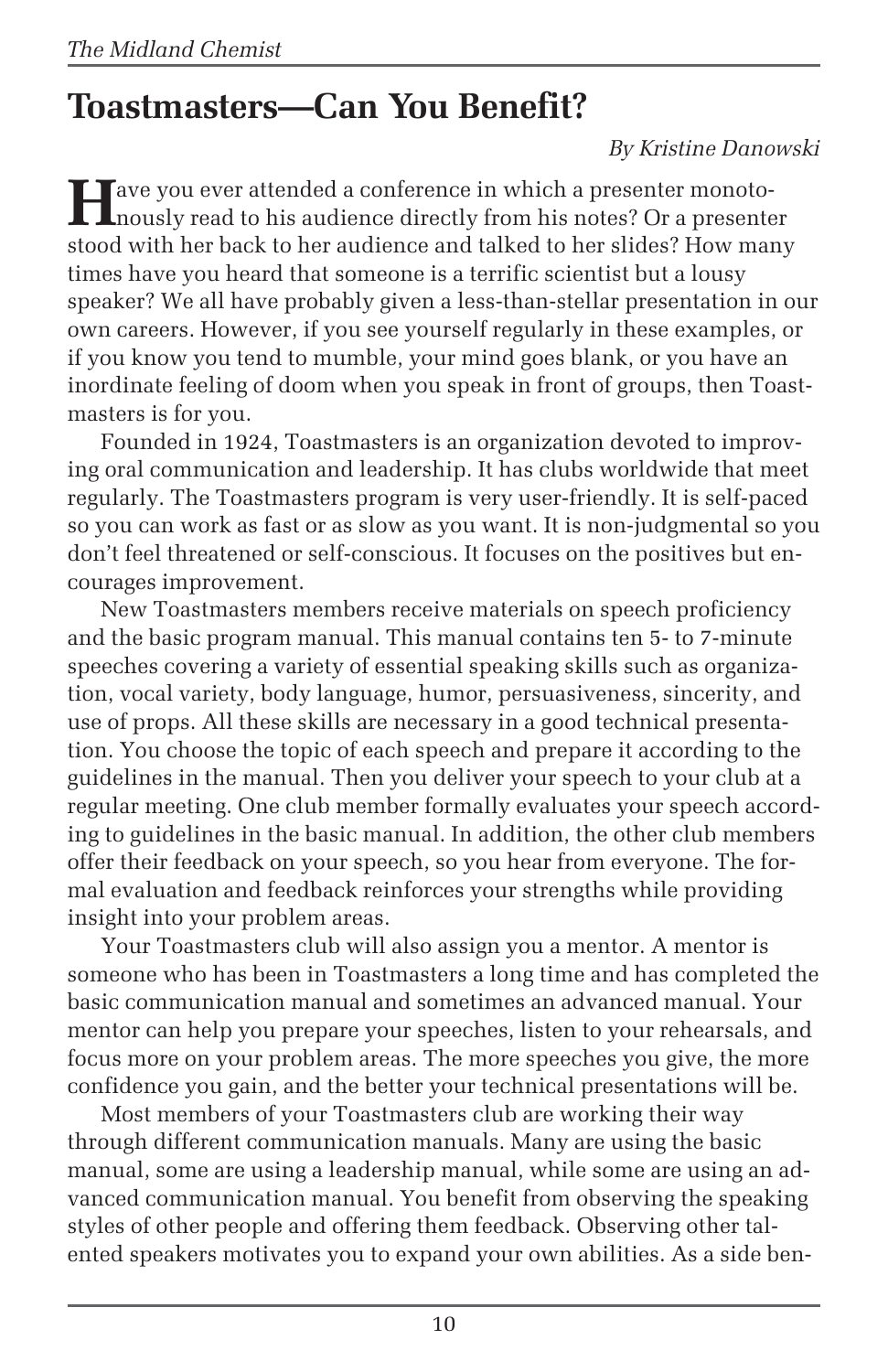# Toastmasters—Can You Benefit?

*By Kristine Danowski*

Have you ever attended a conference in which a presenter monotonously read to his audience directly from his notes? Or a presenter stood with her back to her audience and talked to her slides? How many times have you heard that someone is a terrific scientist but a lousy speaker? We all have probably given a less-than-stellar presentation in our own careers. However, if you see yourself regularly in these examples, or if you know you tend to mumble, your mind goes blank, or you have an inordinate feeling of doom when you speak in front of groups, then Toastmasters is for you.

Founded in 1924, Toastmasters is an organization devoted to improving oral communication and leadership. It has clubs worldwide that meet regularly. The Toastmasters program is very user-friendly. It is self-paced so you can work as fast or as slow as you want. It is non-judgmental so you don't feel threatened or self-conscious. It focuses on the positives but encourages improvement.

New Toastmasters members receive materials on speech proficiency and the basic program manual. This manual contains ten 5- to 7-minute speeches covering a variety of essential speaking skills such as organization, vocal variety, body language, humor, persuasiveness, sincerity, and use of props. All these skills are necessary in a good technical presentation. You choose the topic of each speech and prepare it according to the guidelines in the manual. Then you deliver your speech to your club at a regular meeting. One club member formally evaluates your speech according to guidelines in the basic manual. In addition, the other club members offer their feedback on your speech, so you hear from everyone. The formal evaluation and feedback reinforces your strengths while providing insight into your problem areas.

Your Toastmasters club will also assign you a mentor. A mentor is someone who has been in Toastmasters a long time and has completed the basic communication manual and sometimes an advanced manual. Your mentor can help you prepare your speeches, listen to your rehearsals, and focus more on your problem areas. The more speeches you give, the more confidence you gain, and the better your technical presentations will be.

Most members of your Toastmasters club are working their way through different communication manuals. Many are using the basic manual, some are using a leadership manual, while some are using an advanced communication manual. You benefit from observing the speaking styles of other people and offering them feedback. Observing other talented speakers motivates you to expand your own abilities. As a side ben-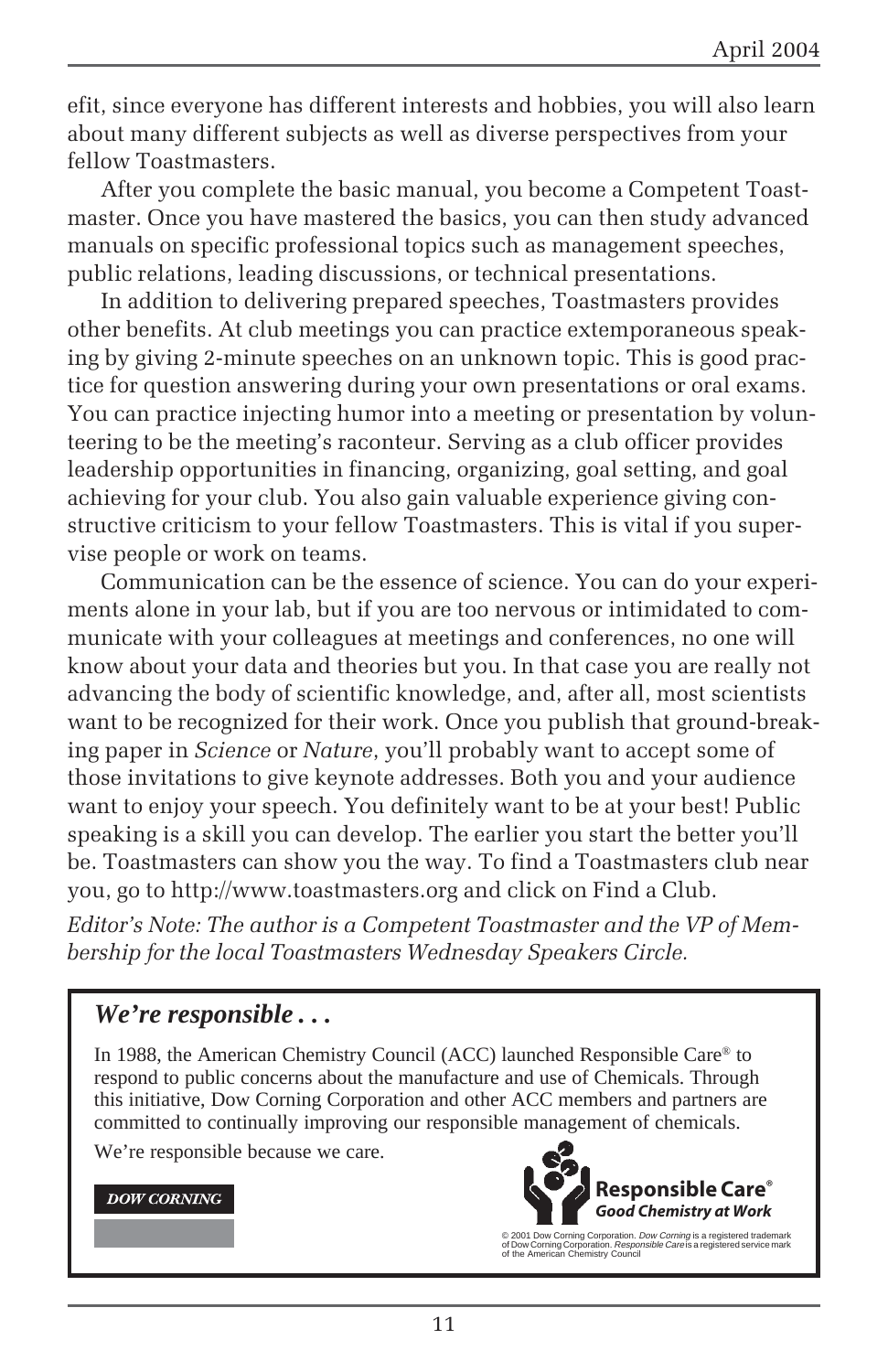efit, since everyone has different interests and hobbies, you will also learn about many different subjects as well as diverse perspectives from your fellow Toastmasters.

After you complete the basic manual, you become a Competent Toastmaster. Once you have mastered the basics, you can then study advanced manuals on specific professional topics such as management speeches, public relations, leading discussions, or technical presentations.

In addition to delivering prepared speeches, Toastmasters provides other benefits. At club meetings you can practice extemporaneous speaking by giving 2-minute speeches on an unknown topic. This is good practice for question answering during your own presentations or oral exams. You can practice injecting humor into a meeting or presentation by volunteering to be the meeting's raconteur. Serving as a club officer provides leadership opportunities in financing, organizing, goal setting, and goal achieving for your club. You also gain valuable experience giving constructive criticism to your fellow Toastmasters. This is vital if you supervise people or work on teams.

Communication can be the essence of science. You can do your experiments alone in your lab, but if you are too nervous or intimidated to communicate with your colleagues at meetings and conferences, no one will know about your data and theories but you. In that case you are really not advancing the body of scientific knowledge, and, after all, most scientists want to be recognized for their work. Once you publish that ground-breaking paper in *Science* or *Nature*, you'll probably want to accept some of those invitations to give keynote addresses. Both you and your audience want to enjoy your speech. You definitely want to be at your best! Public speaking is a skill you can develop. The earlier you start the better you'll be. Toastmasters can show you the way. To find a Toastmasters club near you, go to http://www.toastmasters.org and click on Find a Club.

*Editor's Note: The author is a Competent Toastmaster and the VP of Membership for the local Toastmasters Wednesday Speakers Circle.*

---

***We're responsible . . .***

In 1988, the American Chemistry Council (ACC) launched Responsible Care® to respond to public concerns about the manufacture and use of Chemicals. Through this initiative, Dow Corning Corporation and other ACC members and partners are committed to continually improving our responsible management of chemicals.

We're responsible because we care.

**DOW CORNING**

**Responsible Care®**
***Good Chemistry at Work***

© 2001 Dow Corning Corporation. *Dow Corning* is a registered trademark of Dow Corning Corporation. *Responsible Care* is a registered service mark of the American Chemistry Council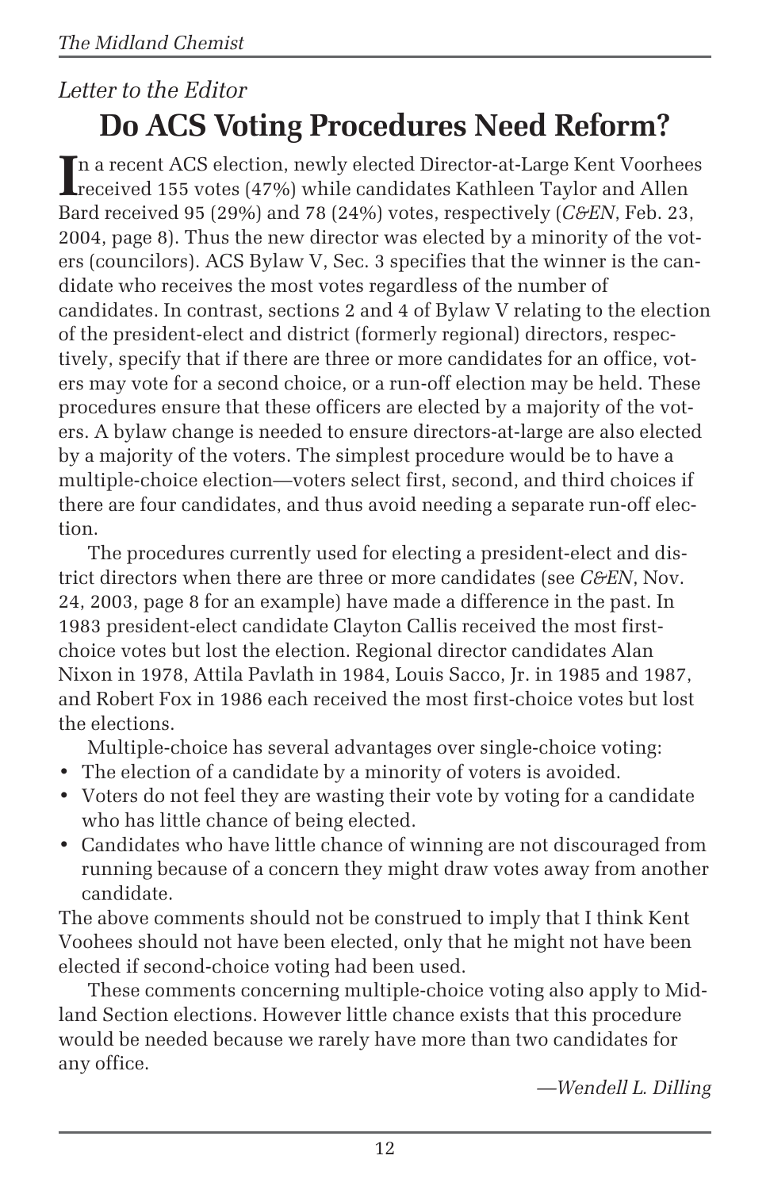*Letter to the Editor*

# Do ACS Voting Procedures Need Reform?

In a recent ACS election, newly elected Director-at-Large Kent Voorhees received 155 votes (47%) while candidates Kathleen Taylor and Allen Bard received 95 (29%) and 78 (24%) votes, respectively (*C&EN*, Feb. 23, 2004, page 8). Thus the new director was elected by a minority of the voters (councilors). ACS Bylaw V, Sec. 3 specifies that the winner is the candidate who receives the most votes regardless of the number of candidates. In contrast, sections 2 and 4 of Bylaw V relating to the election of the president-elect and district (formerly regional) directors, respectively, specify that if there are three or more candidates for an office, voters may vote for a second choice, or a run-off election may be held. These procedures ensure that these officers are elected by a majority of the voters. A bylaw change is needed to ensure directors-at-large are also elected by a majority of the voters. The simplest procedure would be to have a multiple-choice election—voters select first, second, and third choices if there are four candidates, and thus avoid needing a separate run-off election.

The procedures currently used for electing a president-elect and district directors when there are three or more candidates (see *C&EN*, Nov. 24, 2003, page 8 for an example) have made a difference in the past. In 1983 president-elect candidate Clayton Callis received the most first-choice votes but lost the election. Regional director candidates Alan Nixon in 1978, Attila Pavlath in 1984, Louis Sacco, Jr. in 1985 and 1987, and Robert Fox in 1986 each received the most first-choice votes but lost the elections.

Multiple-choice has several advantages over single-choice voting:

- The election of a candidate by a minority of voters is avoided.
- Voters do not feel they are wasting their vote by voting for a candidate who has little chance of being elected.
- Candidates who have little chance of winning are not discouraged from running because of a concern they might draw votes away from another candidate.

The above comments should not be construed to imply that I think Kent Voohees should not have been elected, only that he might not have been elected if second-choice voting had been used.

These comments concerning multiple-choice voting also apply to Midland Section elections. However little chance exists that this procedure would be needed because we rarely have more than two candidates for any office.

*—Wendell L. Dilling*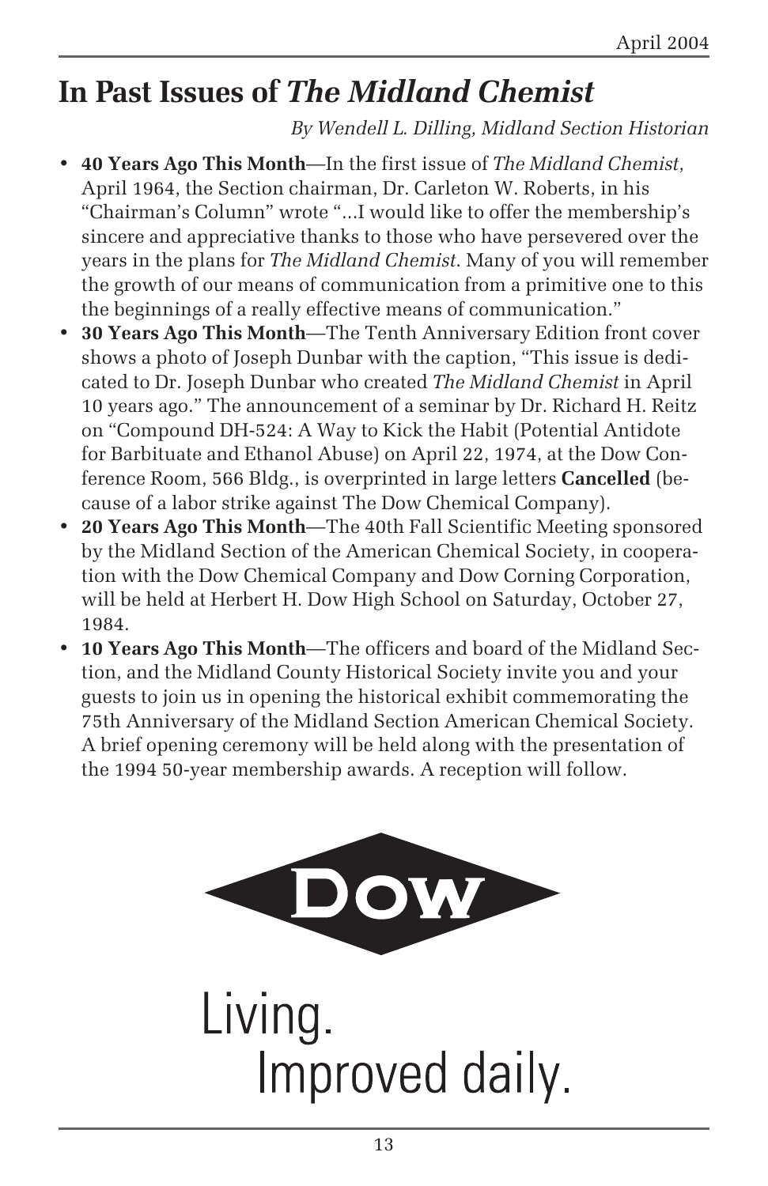# In Past Issues of *The Midland Chemist*

*By Wendell L. Dilling, Midland Section Historian*

- **40 Years Ago This Month**—In the first issue of *The Midland Chemist*, April 1964, the Section chairman, Dr. Carleton W. Roberts, in his "Chairman's Column" wrote "...I would like to offer the membership's sincere and appreciative thanks to those who have persevered over the years in the plans for *The Midland Chemist*. Many of you will remember the growth of our means of communication from a primitive one to this the beginnings of a really effective means of communication."
- **30 Years Ago This Month**—The Tenth Anniversary Edition front cover shows a photo of Joseph Dunbar with the caption, "This issue is dedicated to Dr. Joseph Dunbar who created *The Midland Chemist* in April 10 years ago." The announcement of a seminar by Dr. Richard H. Reitz on "Compound DH-524: A Way to Kick the Habit (Potential Antidote for Barbituate and Ethanol Abuse) on April 22, 1974, at the Dow Conference Room, 566 Bldg., is overprinted in large letters **Cancelled** (because of a labor strike against The Dow Chemical Company).
- **20 Years Ago This Month**—The 40th Fall Scientific Meeting sponsored by the Midland Section of the American Chemical Society, in cooperation with the Dow Chemical Company and Dow Corning Corporation, will be held at Herbert H. Dow High School on Saturday, October 27, 1984.
- **10 Years Ago This Month**—The officers and board of the Midland Section, and the Midland County Historical Society invite you and your guests to join us in opening the historical exhibit commemorating the 75th Anniversary of the Midland Section American Chemical Society. A brief opening ceremony will be held along with the presentation of the 1994 50-year membership awards. A reception will follow.

DOW

Living.
Improved daily.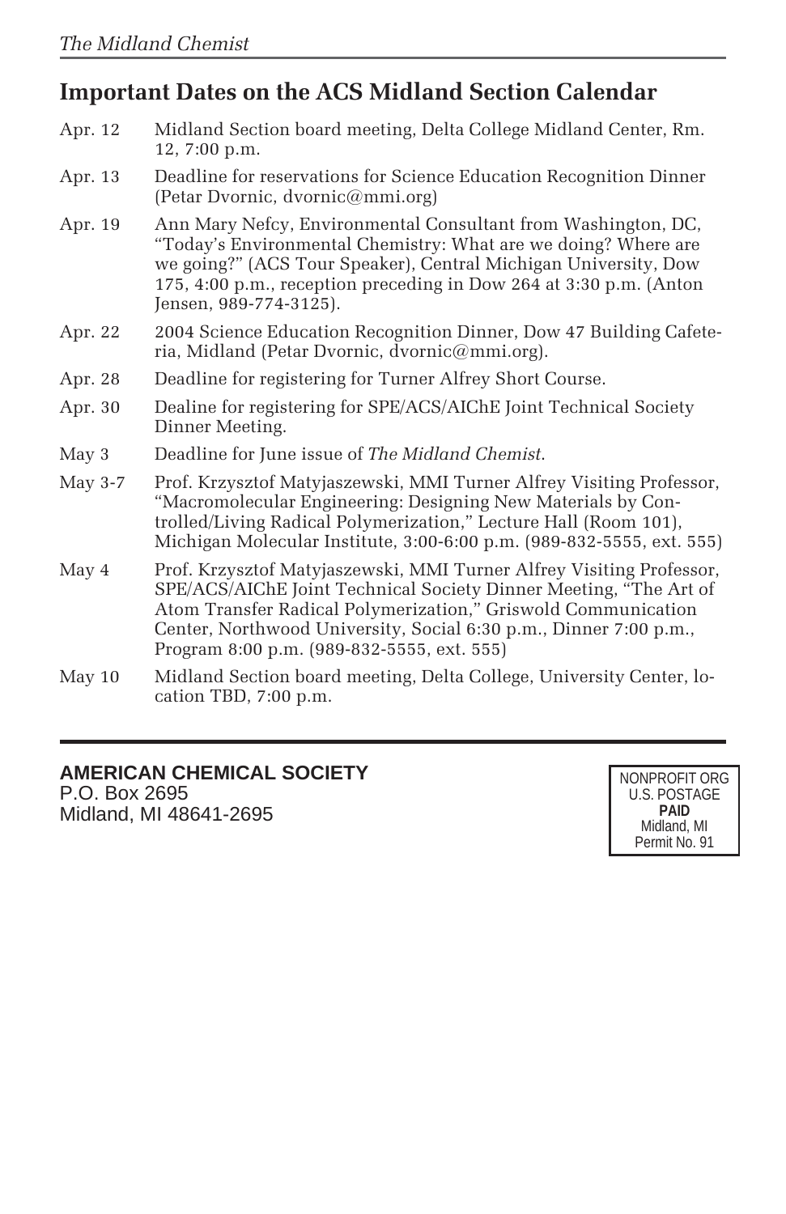## Important Dates on the ACS Midland Section Calendar

| | |
|---|---|
| Apr. 12 | Midland Section board meeting, Delta College Midland Center, Rm. 12, 7:00 p.m. |
| Apr. 13 | Deadline for reservations for Science Education Recognition Dinner (Petar Dvornic, dvornic@mmi.org) |
| Apr. 19 | Ann Mary Nefcy, Environmental Consultant from Washington, DC, "Today's Environmental Chemistry: What are we doing? Where are we going?" (ACS Tour Speaker), Central Michigan University, Dow 175, 4:00 p.m., reception preceding in Dow 264 at 3:30 p.m. (Anton Jensen, 989-774-3125). |
| Apr. 22 | 2004 Science Education Recognition Dinner, Dow 47 Building Cafeteria, Midland (Petar Dvornic, dvornic@mmi.org). |
| Apr. 28 | Deadline for registering for Turner Alfrey Short Course. |
| Apr. 30 | Dealine for registering for SPE/ACS/AIChE Joint Technical Society Dinner Meeting. |
| May 3 | Deadline for June issue of *The Midland Chemist*. |
| May 3-7 | Prof. Krzysztof Matyjaszewski, MMI Turner Alfrey Visiting Professor, "Macromolecular Engineering: Designing New Materials by Controlled/Living Radical Polymerization," Lecture Hall (Room 101), Michigan Molecular Institute, 3:00-6:00 p.m. (989-832-5555, ext. 555) |
| May 4 | Prof. Krzysztof Matyjaszewski, MMI Turner Alfrey Visiting Professor, SPE/ACS/AIChE Joint Technical Society Dinner Meeting, "The Art of Atom Transfer Radical Polymerization," Griswold Communication Center, Northwood University, Social 6:30 p.m., Dinner 7:00 p.m., Program 8:00 p.m. (989-832-5555, ext. 555) |
| May 10 | Midland Section board meeting, Delta College, University Center, location TBD, 7:00 p.m. |

**AMERICAN CHEMICAL SOCIETY**
P.O. Box 2695
Midland, MI 48641-2695

NONPROFIT ORG
U.S. POSTAGE
**PAID**
Midland, MI
Permit No. 91